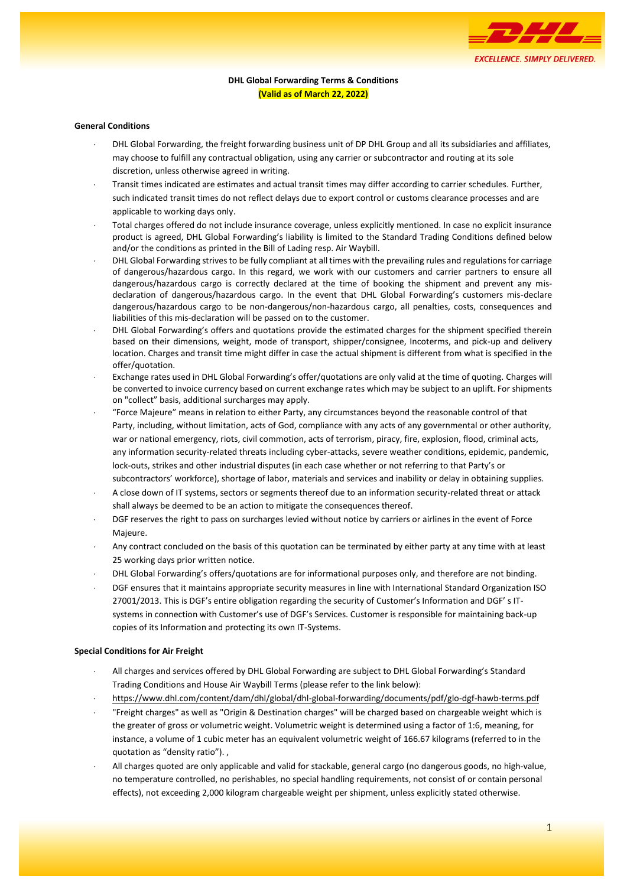# DHL Global Forwarding Terms & Conditions

**(Valid as of March 22, 2022)**

## General Conditions

- DHL Global Forwarding, the freight forwarding business unit of DP DHL Group and all its subsidiaries and affiliates, may choose to fulfill any contractual obligation, using any carrier or subcontractor and routing at its sole discretion, unless otherwise agreed in writing.
- Transit times indicated are estimates and actual transit times may differ according to carrier schedules. Further, such indicated transit times do not reflect delays due to export control or customs clearance processes and are applicable to working days only.
- Total charges offered do not include insurance coverage, unless explicitly mentioned. In case no explicit insurance product is agreed, DHL Global Forwarding's liability is limited to the Standard Trading Conditions defined below and/or the conditions as printed in the Bill of Lading resp. Air Waybill.
- DHL Global Forwarding strives to be fully compliant at all times with the prevailing rules and regulations for carriage of dangerous/hazardous cargo. In this regard, we work with our customers and carrier partners to ensure all dangerous/hazardous cargo is correctly declared at the time of booking the shipment and prevent any mis-declaration of dangerous/hazardous cargo. In the event that DHL Global Forwarding's customers mis-declare dangerous/hazardous cargo to be non-dangerous/non-hazardous cargo, all penalties, costs, consequences and liabilities of this mis-declaration will be passed on to the customer.
- DHL Global Forwarding's offers and quotations provide the estimated charges for the shipment specified therein based on their dimensions, weight, mode of transport, shipper/consignee, Incoterms, and pick-up and delivery location. Charges and transit time might differ in case the actual shipment is different from what is specified in the offer/quotation.
- Exchange rates used in DHL Global Forwarding's offer/quotations are only valid at the time of quoting. Charges will be converted to invoice currency based on current exchange rates which may be subject to an uplift. For shipments on "collect" basis, additional surcharges may apply.
- "Force Majeure" means in relation to either Party, any circumstances beyond the reasonable control of that Party, including, without limitation, acts of God, compliance with any acts of any governmental or other authority, war or national emergency, riots, civil commotion, acts of terrorism, piracy, fire, explosion, flood, criminal acts, any information security-related threats including cyber-attacks, severe weather conditions, epidemic, pandemic, lock-outs, strikes and other industrial disputes (in each case whether or not referring to that Party's or subcontractors' workforce), shortage of labor, materials and services and inability or delay in obtaining supplies.
- A close down of IT systems, sectors or segments thereof due to an information security-related threat or attack shall always be deemed to be an action to mitigate the consequences thereof.
- DGF reserves the right to pass on surcharges levied without notice by carriers or airlines in the event of Force Majeure.
- Any contract concluded on the basis of this quotation can be terminated by either party at any time with at least 25 working days prior written notice.
- DHL Global Forwarding's offers/quotations are for informational purposes only, and therefore are not binding.
- DGF ensures that it maintains appropriate security measures in line with International Standard Organization ISO 27001/2013. This is DGF's entire obligation regarding the security of Customer's Information and DGF' s IT-systems in connection with Customer's use of DGF's Services. Customer is responsible for maintaining back-up copies of its Information and protecting its own IT-Systems.

## Special Conditions for Air Freight

- All charges and services offered by DHL Global Forwarding are subject to DHL Global Forwarding's Standard Trading Conditions and House Air Waybill Terms (please refer to the link below):
- https://www.dhl.com/content/dam/dhl/global/dhl-global-forwarding/documents/pdf/glo-dgf-hawb-terms.pdf
- "Freight charges" as well as "Origin & Destination charges" will be charged based on chargeable weight which is the greater of gross or volumetric weight. Volumetric weight is determined using a factor of 1:6, meaning, for instance, a volume of 1 cubic meter has an equivalent volumetric weight of 166.67 kilograms (referred to in the quotation as "density ratio"). ,
- All charges quoted are only applicable and valid for stackable, general cargo (no dangerous goods, no high-value, no temperature controlled, no perishables, no special handling requirements, not consist of or contain personal effects), not exceeding 2,000 kilogram chargeable weight per shipment, unless explicitly stated otherwise.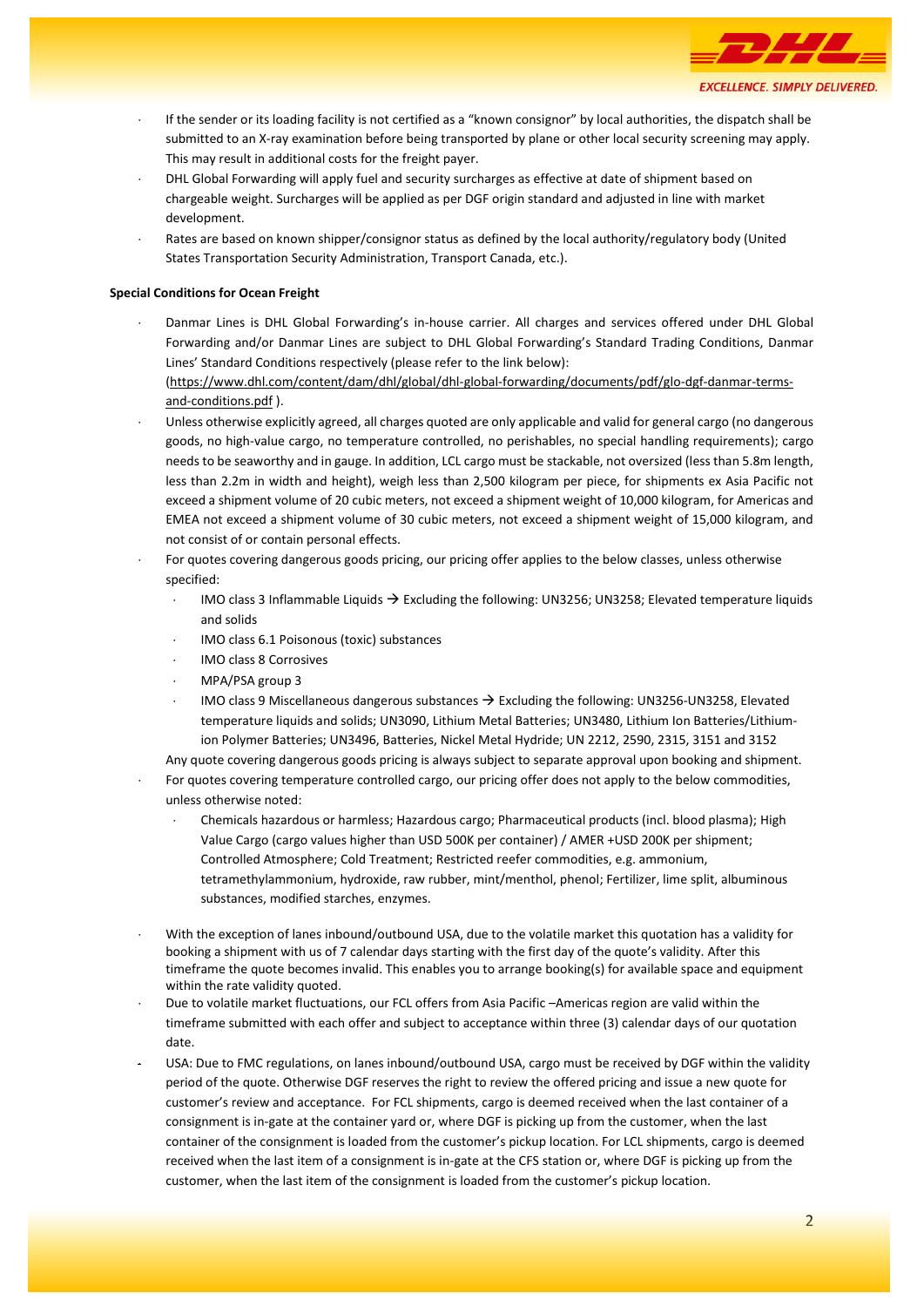- If the sender or its loading facility is not certified as a "known consignor" by local authorities, the dispatch shall be submitted to an X-ray examination before being transported by plane or other local security screening may apply. This may result in additional costs for the freight payer.
- DHL Global Forwarding will apply fuel and security surcharges as effective at date of shipment based on chargeable weight. Surcharges will be applied as per DGF origin standard and adjusted in line with market development.
- Rates are based on known shipper/consignor status as defined by the local authority/regulatory body (United States Transportation Security Administration, Transport Canada, etc.).

**Special Conditions for Ocean Freight**

- Danmar Lines is DHL Global Forwarding's in-house carrier. All charges and services offered under DHL Global Forwarding and/or Danmar Lines are subject to DHL Global Forwarding's Standard Trading Conditions, Danmar Lines' Standard Conditions respectively (please refer to the link below): (https://www.dhl.com/content/dam/dhl/global/dhl-global-forwarding/documents/pdf/glo-dgf-danmar-terms-and-conditions.pdf ).
- Unless otherwise explicitly agreed, all charges quoted are only applicable and valid for general cargo (no dangerous goods, no high-value cargo, no temperature controlled, no perishables, no special handling requirements); cargo needs to be seaworthy and in gauge. In addition, LCL cargo must be stackable, not oversized (less than 5.8m length, less than 2.2m in width and height), weigh less than 2,500 kilogram per piece, for shipments ex Asia Pacific not exceed a shipment volume of 20 cubic meters, not exceed a shipment weight of 10,000 kilogram, for Americas and EMEA not exceed a shipment volume of 30 cubic meters, not exceed a shipment weight of 15,000 kilogram, and not consist of or contain personal effects.
- For quotes covering dangerous goods pricing, our pricing offer applies to the below classes, unless otherwise specified:
  - IMO class 3 Inflammable Liquids → Excluding the following: UN3256; UN3258; Elevated temperature liquids and solids
  - IMO class 6.1 Poisonous (toxic) substances
  - IMO class 8 Corrosives
  - MPA/PSA group 3
  - IMO class 9 Miscellaneous dangerous substances → Excluding the following: UN3256-UN3258, Elevated temperature liquids and solids; UN3090, Lithium Metal Batteries; UN3480, Lithium Ion Batteries/Lithium-ion Polymer Batteries; UN3496, Batteries, Nickel Metal Hydride; UN 2212, 2590, 2315, 3151 and 3152

  Any quote covering dangerous goods pricing is always subject to separate approval upon booking and shipment.
- For quotes covering temperature controlled cargo, our pricing offer does not apply to the below commodities, unless otherwise noted:
  - Chemicals hazardous or harmless; Hazardous cargo; Pharmaceutical products (incl. blood plasma); High Value Cargo (cargo values higher than USD 500K per container) / AMER +USD 200K per shipment; Controlled Atmosphere; Cold Treatment; Restricted reefer commodities, e.g. ammonium, tetramethylammonium, hydroxide, raw rubber, mint/menthol, phenol; Fertilizer, lime split, albuminous substances, modified starches, enzymes.
- With the exception of lanes inbound/outbound USA, due to the volatile market this quotation has a validity for booking a shipment with us of 7 calendar days starting with the first day of the quote's validity. After this timeframe the quote becomes invalid. This enables you to arrange booking(s) for available space and equipment within the rate validity quoted.
- Due to volatile market fluctuations, our FCL offers from Asia Pacific –Americas region are valid within the timeframe submitted with each offer and subject to acceptance within three (3) calendar days of our quotation date.
- USA: Due to FMC regulations, on lanes inbound/outbound USA, cargo must be received by DGF within the validity period of the quote. Otherwise DGF reserves the right to review the offered pricing and issue a new quote for customer's review and acceptance. For FCL shipments, cargo is deemed received when the last container of a consignment is in-gate at the container yard or, where DGF is picking up from the customer, when the last container of the consignment is loaded from the customer's pickup location. For LCL shipments, cargo is deemed received when the last item of a consignment is in-gate at the CFS station or, where DGF is picking up from the customer, when the last item of the consignment is loaded from the customer's pickup location.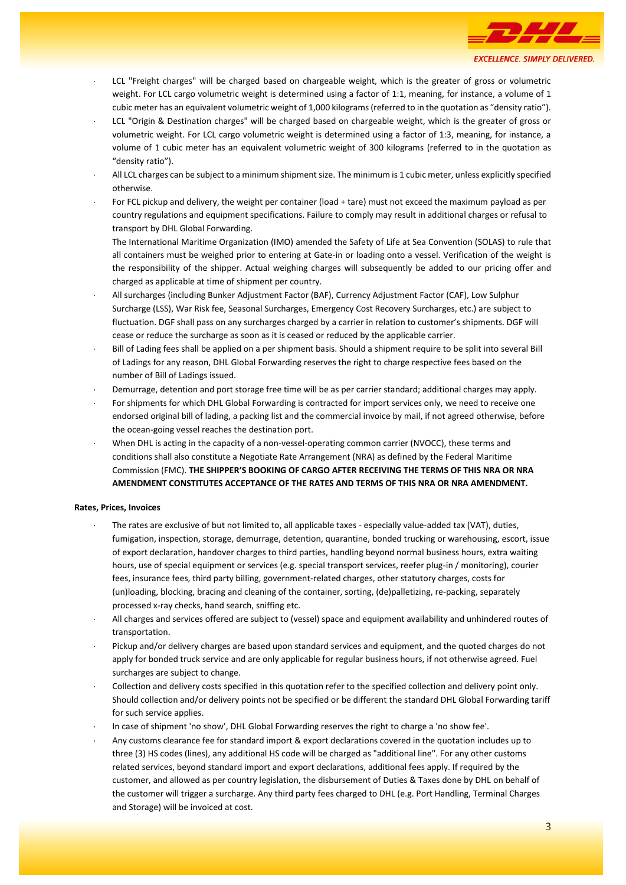- LCL "Freight charges" will be charged based on chargeable weight, which is the greater of gross or volumetric weight. For LCL cargo volumetric weight is determined using a factor of 1:1, meaning, for instance, a volume of 1 cubic meter has an equivalent volumetric weight of 1,000 kilograms (referred to in the quotation as "density ratio").
- LCL "Origin & Destination charges" will be charged based on chargeable weight, which is the greater of gross or volumetric weight. For LCL cargo volumetric weight is determined using a factor of 1:3, meaning, for instance, a volume of 1 cubic meter has an equivalent volumetric weight of 300 kilograms (referred to in the quotation as "density ratio").
- All LCL charges can be subject to a minimum shipment size. The minimum is 1 cubic meter, unless explicitly specified otherwise.
- For FCL pickup and delivery, the weight per container (load + tare) must not exceed the maximum payload as per country regulations and equipment specifications. Failure to comply may result in additional charges or refusal to transport by DHL Global Forwarding.

  The International Maritime Organization (IMO) amended the Safety of Life at Sea Convention (SOLAS) to rule that all containers must be weighed prior to entering at Gate-in or loading onto a vessel. Verification of the weight is the responsibility of the shipper. Actual weighing charges will subsequently be added to our pricing offer and charged as applicable at time of shipment per country.
- All surcharges (including Bunker Adjustment Factor (BAF), Currency Adjustment Factor (CAF), Low Sulphur Surcharge (LSS), War Risk fee, Seasonal Surcharges, Emergency Cost Recovery Surcharges, etc.) are subject to fluctuation. DGF shall pass on any surcharges charged by a carrier in relation to customer's shipments. DGF will cease or reduce the surcharge as soon as it is ceased or reduced by the applicable carrier.
- Bill of Lading fees shall be applied on a per shipment basis. Should a shipment require to be split into several Bill of Ladings for any reason, DHL Global Forwarding reserves the right to charge respective fees based on the number of Bill of Ladings issued.
- Demurrage, detention and port storage free time will be as per carrier standard; additional charges may apply.
- For shipments for which DHL Global Forwarding is contracted for import services only, we need to receive one endorsed original bill of lading, a packing list and the commercial invoice by mail, if not agreed otherwise, before the ocean-going vessel reaches the destination port.
- When DHL is acting in the capacity of a non-vessel-operating common carrier (NVOCC), these terms and conditions shall also constitute a Negotiate Rate Arrangement (NRA) as defined by the Federal Maritime Commission (FMC). **THE SHIPPER'S BOOKING OF CARGO AFTER RECEIVING THE TERMS OF THIS NRA OR NRA AMENDMENT CONSTITUTES ACCEPTANCE OF THE RATES AND TERMS OF THIS NRA OR NRA AMENDMENT.**

**Rates, Prices, Invoices**

- The rates are exclusive of but not limited to, all applicable taxes - especially value-added tax (VAT), duties, fumigation, inspection, storage, demurrage, detention, quarantine, bonded trucking or warehousing, escort, issue of export declaration, handover charges to third parties, handling beyond normal business hours, extra waiting hours, use of special equipment or services (e.g. special transport services, reefer plug-in / monitoring), courier fees, insurance fees, third party billing, government-related charges, other statutory charges, costs for (un)loading, blocking, bracing and cleaning of the container, sorting, (de)palletizing, re-packing, separately processed x-ray checks, hand search, sniffing etc.
- All charges and services offered are subject to (vessel) space and equipment availability and unhindered routes of transportation.
- Pickup and/or delivery charges are based upon standard services and equipment, and the quoted charges do not apply for bonded truck service and are only applicable for regular business hours, if not otherwise agreed. Fuel surcharges are subject to change.
- Collection and delivery costs specified in this quotation refer to the specified collection and delivery point only. Should collection and/or delivery points not be specified or be different the standard DHL Global Forwarding tariff for such service applies.
- In case of shipment 'no show', DHL Global Forwarding reserves the right to charge a 'no show fee'.
- Any customs clearance fee for standard import & export declarations covered in the quotation includes up to three (3) HS codes (lines), any additional HS code will be charged as "additional line". For any other customs related services, beyond standard import and export declarations, additional fees apply. If required by the customer, and allowed as per country legislation, the disbursement of Duties & Taxes done by DHL on behalf of the customer will trigger a surcharge. Any third party fees charged to DHL (e.g. Port Handling, Terminal Charges and Storage) will be invoiced at cost.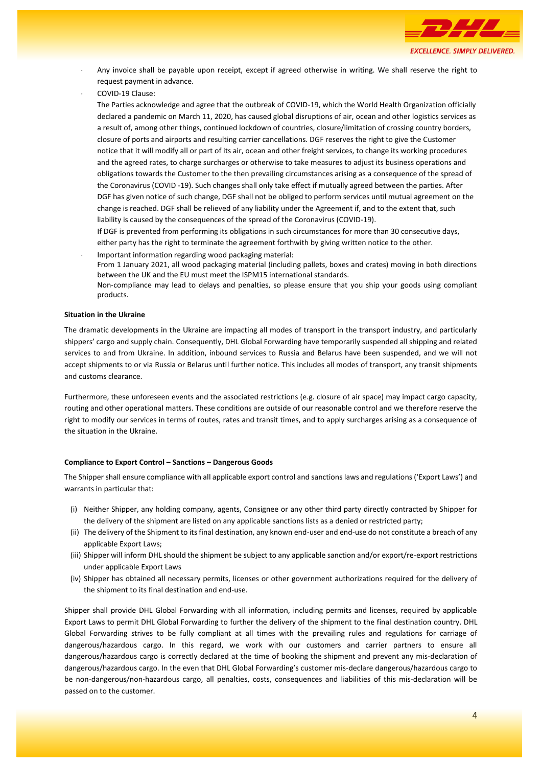- Any invoice shall be payable upon receipt, except if agreed otherwise in writing. We shall reserve the right to request payment in advance.
- COVID-19 Clause:

  The Parties acknowledge and agree that the outbreak of COVID-19, which the World Health Organization officially declared a pandemic on March 11, 2020, has caused global disruptions of air, ocean and other logistics services as a result of, among other things, continued lockdown of countries, closure/limitation of crossing country borders, closure of ports and airports and resulting carrier cancellations. DGF reserves the right to give the Customer notice that it will modify all or part of its air, ocean and other freight services, to change its working procedures and the agreed rates, to charge surcharges or otherwise to take measures to adjust its business operations and obligations towards the Customer to the then prevailing circumstances arising as a consequence of the spread of the Coronavirus (COVID -19). Such changes shall only take effect if mutually agreed between the parties. After DGF has given notice of such change, DGF shall not be obliged to perform services until mutual agreement on the change is reached. DGF shall be relieved of any liability under the Agreement if, and to the extent that, such liability is caused by the consequences of the spread of the Coronavirus (COVID-19).

  If DGF is prevented from performing its obligations in such circumstances for more than 30 consecutive days, either party has the right to terminate the agreement forthwith by giving written notice to the other.
- Important information regarding wood packaging material:

  From 1 January 2021, all wood packaging material (including pallets, boxes and crates) moving in both directions between the UK and the EU must meet the ISPM15 international standards.

  Non-compliance may lead to delays and penalties, so please ensure that you ship your goods using compliant products.

**Situation in the Ukraine**

The dramatic developments in the Ukraine are impacting all modes of transport in the transport industry, and particularly shippers' cargo and supply chain. Consequently, DHL Global Forwarding have temporarily suspended all shipping and related services to and from Ukraine. In addition, inbound services to Russia and Belarus have been suspended, and we will not accept shipments to or via Russia or Belarus until further notice. This includes all modes of transport, any transit shipments and customs clearance.

Furthermore, these unforeseen events and the associated restrictions (e.g. closure of air space) may impact cargo capacity, routing and other operational matters. These conditions are outside of our reasonable control and we therefore reserve the right to modify our services in terms of routes, rates and transit times, and to apply surcharges arising as a consequence of the situation in the Ukraine.

**Compliance to Export Control – Sanctions – Dangerous Goods**

The Shipper shall ensure compliance with all applicable export control and sanctions laws and regulations ('Export Laws') and warrants in particular that:

(i) Neither Shipper, any holding company, agents, Consignee or any other third party directly contracted by Shipper for the delivery of the shipment are listed on any applicable sanctions lists as a denied or restricted party;

(ii) The delivery of the Shipment to its final destination, any known end-user and end-use do not constitute a breach of any applicable Export Laws;

(iii) Shipper will inform DHL should the shipment be subject to any applicable sanction and/or export/re-export restrictions under applicable Export Laws

(iv) Shipper has obtained all necessary permits, licenses or other government authorizations required for the delivery of the shipment to its final destination and end-use.

Shipper shall provide DHL Global Forwarding with all information, including permits and licenses, required by applicable Export Laws to permit DHL Global Forwarding to further the delivery of the shipment to the final destination country. DHL Global Forwarding strives to be fully compliant at all times with the prevailing rules and regulations for carriage of dangerous/hazardous cargo. In this regard, we work with our customers and carrier partners to ensure all dangerous/hazardous cargo is correctly declared at the time of booking the shipment and prevent any mis-declaration of dangerous/hazardous cargo. In the even that DHL Global Forwarding's customer mis-declare dangerous/hazardous cargo to be non-dangerous/non-hazardous cargo, all penalties, costs, consequences and liabilities of this mis-declaration will be passed on to the customer.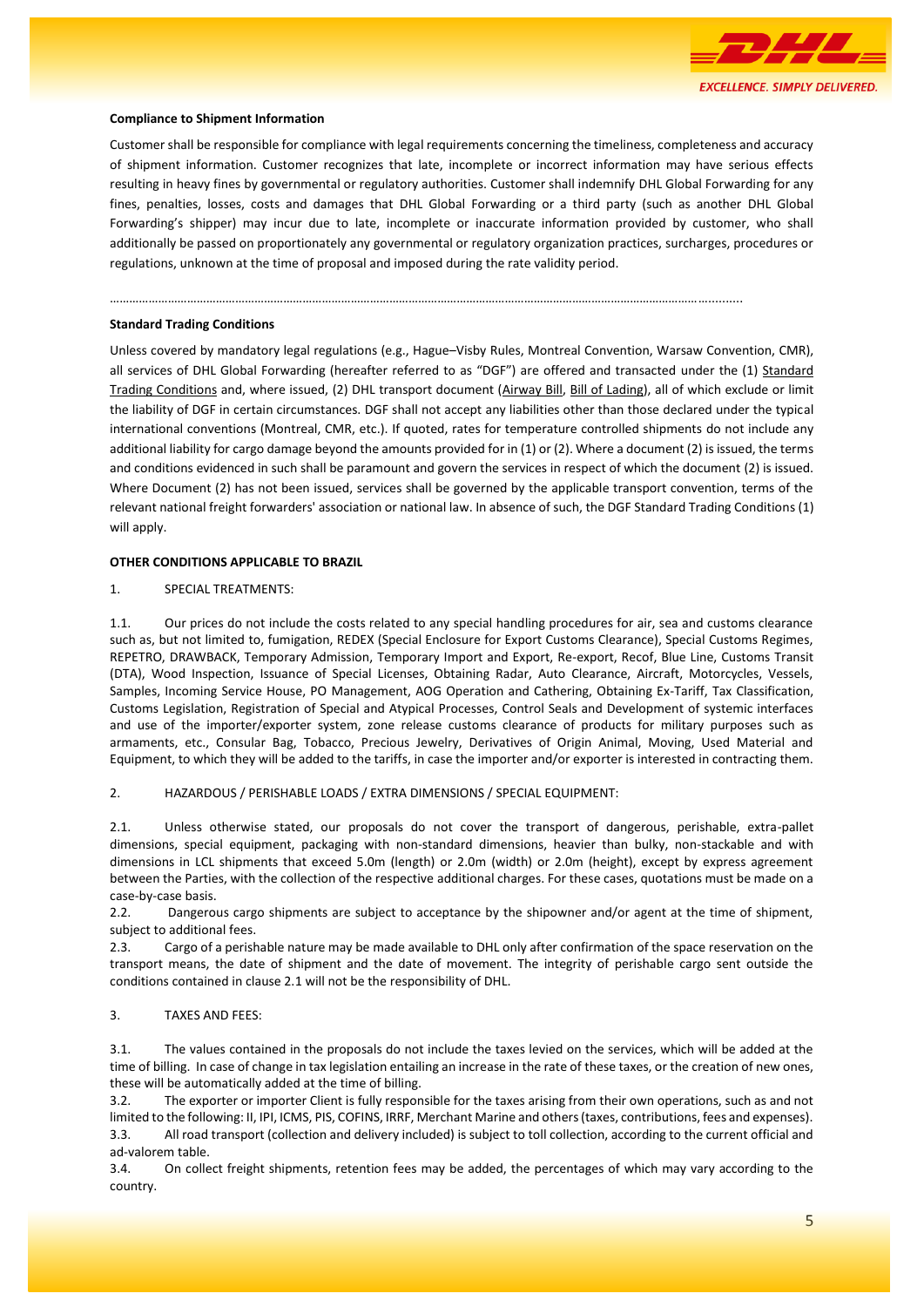**Compliance to Shipment Information**

Customer shall be responsible for compliance with legal requirements concerning the timeliness, completeness and accuracy of shipment information. Customer recognizes that late, incomplete or incorrect information may have serious effects resulting in heavy fines by governmental or regulatory authorities. Customer shall indemnify DHL Global Forwarding for any fines, penalties, losses, costs and damages that DHL Global Forwarding or a third party (such as another DHL Global Forwarding's shipper) may incur due to late, incomplete or inaccurate information provided by customer, who shall additionally be passed on proportionately any governmental or regulatory organization practices, surcharges, procedures or regulations, unknown at the time of proposal and imposed during the rate validity period.

……………………………………………………………………………………………………………………………………………………………..........

**Standard Trading Conditions**

Unless covered by mandatory legal regulations (e.g., Hague–Visby Rules, Montreal Convention, Warsaw Convention, CMR), all services of DHL Global Forwarding (hereafter referred to as "DGF") are offered and transacted under the (1) Standard Trading Conditions and, where issued, (2) DHL transport document (Airway Bill, Bill of Lading), all of which exclude or limit the liability of DGF in certain circumstances. DGF shall not accept any liabilities other than those declared under the typical international conventions (Montreal, CMR, etc.). If quoted, rates for temperature controlled shipments do not include any additional liability for cargo damage beyond the amounts provided for in (1) or (2). Where a document (2) is issued, the terms and conditions evidenced in such shall be paramount and govern the services in respect of which the document (2) is issued. Where Document (2) has not been issued, services shall be governed by the applicable transport convention, terms of the relevant national freight forwarders' association or national law. In absence of such, the DGF Standard Trading Conditions (1) will apply.

**OTHER CONDITIONS APPLICABLE TO BRAZIL**

1. SPECIAL TREATMENTS:

1.1. Our prices do not include the costs related to any special handling procedures for air, sea and customs clearance such as, but not limited to, fumigation, REDEX (Special Enclosure for Export Customs Clearance), Special Customs Regimes, REPETRO, DRAWBACK, Temporary Admission, Temporary Import and Export, Re-export, Recof, Blue Line, Customs Transit (DTA), Wood Inspection, Issuance of Special Licenses, Obtaining Radar, Auto Clearance, Aircraft, Motorcycles, Vessels, Samples, Incoming Service House, PO Management, AOG Operation and Cathering, Obtaining Ex-Tariff, Tax Classification, Customs Legislation, Registration of Special and Atypical Processes, Control Seals and Development of systemic interfaces and use of the importer/exporter system, zone release customs clearance of products for military purposes such as armaments, etc., Consular Bag, Tobacco, Precious Jewelry, Derivatives of Origin Animal, Moving, Used Material and Equipment, to which they will be added to the tariffs, in case the importer and/or exporter is interested in contracting them.

2. HAZARDOUS / PERISHABLE LOADS / EXTRA DIMENSIONS / SPECIAL EQUIPMENT:

2.1. Unless otherwise stated, our proposals do not cover the transport of dangerous, perishable, extra-pallet dimensions, special equipment, packaging with non-standard dimensions, heavier than bulky, non-stackable and with dimensions in LCL shipments that exceed 5.0m (length) or 2.0m (width) or 2.0m (height), except by express agreement between the Parties, with the collection of the respective additional charges. For these cases, quotations must be made on a case-by-case basis.
2.2. Dangerous cargo shipments are subject to acceptance by the shipowner and/or agent at the time of shipment, subject to additional fees.
2.3. Cargo of a perishable nature may be made available to DHL only after confirmation of the space reservation on the transport means, the date of shipment and the date of movement. The integrity of perishable cargo sent outside the conditions contained in clause 2.1 will not be the responsibility of DHL.

3. TAXES AND FEES:

3.1. The values contained in the proposals do not include the taxes levied on the services, which will be added at the time of billing. In case of change in tax legislation entailing an increase in the rate of these taxes, or the creation of new ones, these will be automatically added at the time of billing.
3.2. The exporter or importer Client is fully responsible for the taxes arising from their own operations, such as and not limited to the following: II, IPI, ICMS, PIS, COFINS, IRRF, Merchant Marine and others (taxes, contributions, fees and expenses).
3.3. All road transport (collection and delivery included) is subject to toll collection, according to the current official and ad-valorem table.
3.4. On collect freight shipments, retention fees may be added, the percentages of which may vary according to the country.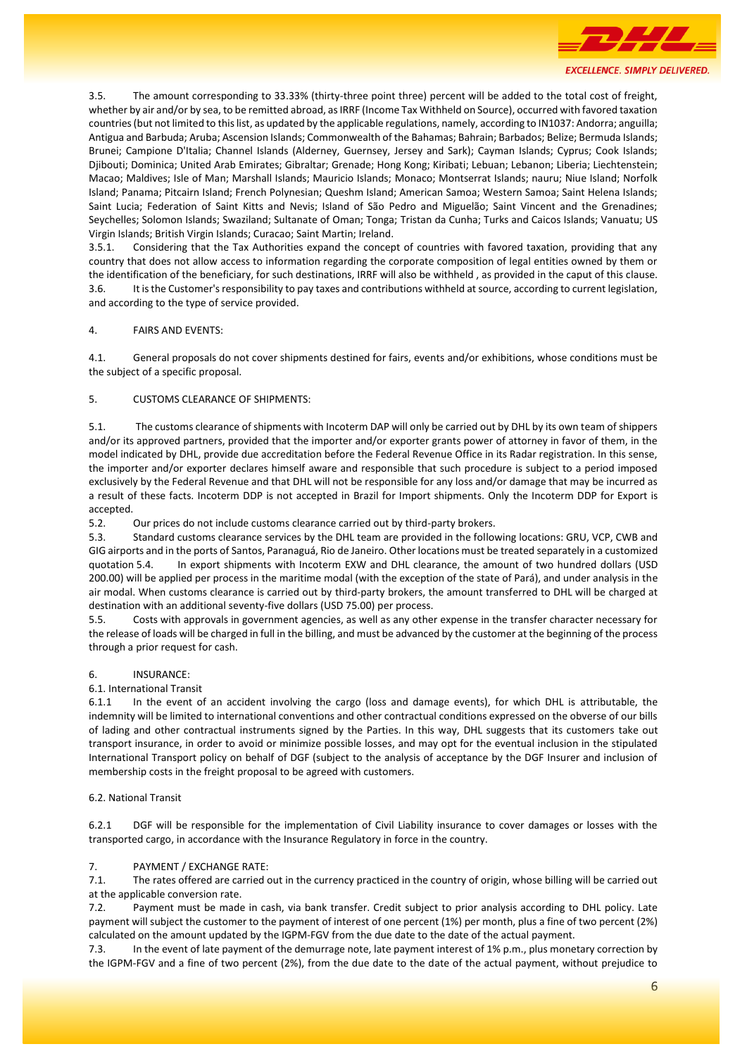3.5. The amount corresponding to 33.33% (thirty-three point three) percent will be added to the total cost of freight, whether by air and/or by sea, to be remitted abroad, as IRRF (Income Tax Withheld on Source), occurred with favored taxation countries (but not limited to this list, as updated by the applicable regulations, namely, according to IN1037: Andorra; anguilla; Antigua and Barbuda; Aruba; Ascension Islands; Commonwealth of the Bahamas; Bahrain; Barbados; Belize; Bermuda Islands; Brunei; Campione D'Italia; Channel Islands (Alderney, Guernsey, Jersey and Sark); Cayman Islands; Cyprus; Cook Islands; Djibouti; Dominica; United Arab Emirates; Gibraltar; Grenade; Hong Kong; Kiribati; Lebuan; Lebanon; Liberia; Liechtenstein; Macao; Maldives; Isle of Man; Marshall Islands; Mauricio Islands; Monaco; Montserrat Islands; nauru; Niue Island; Norfolk Island; Panama; Pitcairn Island; French Polynesian; Queshm Island; American Samoa; Western Samoa; Saint Helena Islands; Saint Lucia; Federation of Saint Kitts and Nevis; Island of São Pedro and Miguelão; Saint Vincent and the Grenadines; Seychelles; Solomon Islands; Swaziland; Sultanate of Oman; Tonga; Tristan da Cunha; Turks and Caicos Islands; Vanuatu; US Virgin Islands; British Virgin Islands; Curacao; Saint Martin; Ireland.

3.5.1. Considering that the Tax Authorities expand the concept of countries with favored taxation, providing that any country that does not allow access to information regarding the corporate composition of legal entities owned by them or the identification of the beneficiary, for such destinations, IRRF will also be withheld , as provided in the caput of this clause.

3.6. It is the Customer's responsibility to pay taxes and contributions withheld at source, according to current legislation, and according to the type of service provided.

## 4. FAIRS AND EVENTS:

4.1. General proposals do not cover shipments destined for fairs, events and/or exhibitions, whose conditions must be the subject of a specific proposal.

## 5. CUSTOMS CLEARANCE OF SHIPMENTS:

5.1. The customs clearance of shipments with Incoterm DAP will only be carried out by DHL by its own team of shippers and/or its approved partners, provided that the importer and/or exporter grants power of attorney in favor of them, in the model indicated by DHL, provide due accreditation before the Federal Revenue Office in its Radar registration. In this sense, the importer and/or exporter declares himself aware and responsible that such procedure is subject to a period imposed exclusively by the Federal Revenue and that DHL will not be responsible for any loss and/or damage that may be incurred as a result of these facts. Incoterm DDP is not accepted in Brazil for Import shipments. Only the Incoterm DDP for Export is accepted.

5.2. Our prices do not include customs clearance carried out by third-party brokers.

5.3. Standard customs clearance services by the DHL team are provided in the following locations: GRU, VCP, CWB and GIG airports and in the ports of Santos, Paranaguá, Rio de Janeiro. Other locations must be treated separately in a customized quotation 5.4. In export shipments with Incoterm EXW and DHL clearance, the amount of two hundred dollars (USD 200.00) will be applied per process in the maritime modal (with the exception of the state of Pará), and under analysis in the air modal. When customs clearance is carried out by third-party brokers, the amount transferred to DHL will be charged at destination with an additional seventy-five dollars (USD 75.00) per process.

5.5. Costs with approvals in government agencies, as well as any other expense in the transfer character necessary for the release of loads will be charged in full in the billing, and must be advanced by the customer at the beginning of the process through a prior request for cash.

## 6. INSURANCE:

### 6.1. International Transit

6.1.1 In the event of an accident involving the cargo (loss and damage events), for which DHL is attributable, the indemnity will be limited to international conventions and other contractual conditions expressed on the obverse of our bills of lading and other contractual instruments signed by the Parties. In this way, DHL suggests that its customers take out transport insurance, in order to avoid or minimize possible losses, and may opt for the eventual inclusion in the stipulated International Transport policy on behalf of DGF (subject to the analysis of acceptance by the DGF Insurer and inclusion of membership costs in the freight proposal to be agreed with customers.

### 6.2. National Transit

6.2.1 DGF will be responsible for the implementation of Civil Liability insurance to cover damages or losses with the transported cargo, in accordance with the Insurance Regulatory in force in the country.

## 7. PAYMENT / EXCHANGE RATE:

7.1. The rates offered are carried out in the currency practiced in the country of origin, whose billing will be carried out at the applicable conversion rate.

7.2. Payment must be made in cash, via bank transfer. Credit subject to prior analysis according to DHL policy. Late payment will subject the customer to the payment of interest of one percent (1%) per month, plus a fine of two percent (2%) calculated on the amount updated by the IGPM-FGV from the due date to the date of the actual payment.

7.3. In the event of late payment of the demurrage note, late payment interest of 1% p.m., plus monetary correction by the IGPM-FGV and a fine of two percent (2%), from the due date to the date of the actual payment, without prejudice to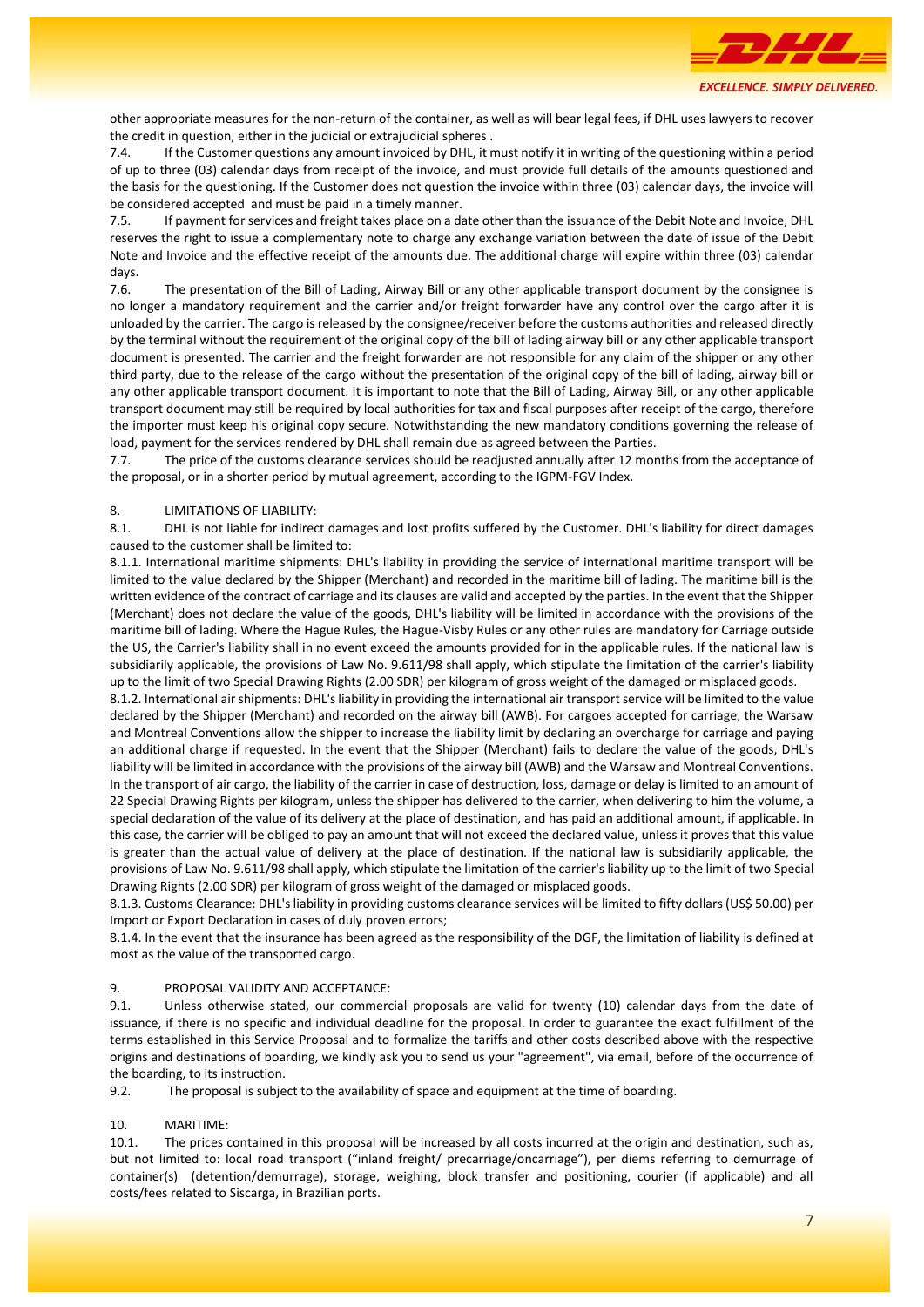other appropriate measures for the non-return of the container, as well as will bear legal fees, if DHL uses lawyers to recover the credit in question, either in the judicial or extrajudicial spheres .

7.4. If the Customer questions any amount invoiced by DHL, it must notify it in writing of the questioning within a period of up to three (03) calendar days from receipt of the invoice, and must provide full details of the amounts questioned and the basis for the questioning. If the Customer does not question the invoice within three (03) calendar days, the invoice will be considered accepted and must be paid in a timely manner.

7.5. If payment for services and freight takes place on a date other than the issuance of the Debit Note and Invoice, DHL reserves the right to issue a complementary note to charge any exchange variation between the date of issue of the Debit Note and Invoice and the effective receipt of the amounts due. The additional charge will expire within three (03) calendar days.

7.6. The presentation of the Bill of Lading, Airway Bill or any other applicable transport document by the consignee is no longer a mandatory requirement and the carrier and/or freight forwarder have any control over the cargo after it is unloaded by the carrier. The cargo is released by the consignee/receiver before the customs authorities and released directly by the terminal without the requirement of the original copy of the bill of lading airway bill or any other applicable transport document is presented. The carrier and the freight forwarder are not responsible for any claim of the shipper or any other third party, due to the release of the cargo without the presentation of the original copy of the bill of lading, airway bill or any other applicable transport document. It is important to note that the Bill of Lading, Airway Bill, or any other applicable transport document may still be required by local authorities for tax and fiscal purposes after receipt of the cargo, therefore the importer must keep his original copy secure. Notwithstanding the new mandatory conditions governing the release of load, payment for the services rendered by DHL shall remain due as agreed between the Parties.

7.7. The price of the customs clearance services should be readjusted annually after 12 months from the acceptance of the proposal, or in a shorter period by mutual agreement, according to the IGPM-FGV Index.

## 8. LIMITATIONS OF LIABILITY:

8.1. DHL is not liable for indirect damages and lost profits suffered by the Customer. DHL's liability for direct damages caused to the customer shall be limited to:

8.1.1. International maritime shipments: DHL's liability in providing the service of international maritime transport will be limited to the value declared by the Shipper (Merchant) and recorded in the maritime bill of lading. The maritime bill is the written evidence of the contract of carriage and its clauses are valid and accepted by the parties. In the event that the Shipper (Merchant) does not declare the value of the goods, DHL's liability will be limited in accordance with the provisions of the maritime bill of lading. Where the Hague Rules, the Hague-Visby Rules or any other rules are mandatory for Carriage outside the US, the Carrier's liability shall in no event exceed the amounts provided for in the applicable rules. If the national law is subsidiarily applicable, the provisions of Law No. 9.611/98 shall apply, which stipulate the limitation of the carrier's liability up to the limit of two Special Drawing Rights (2.00 SDR) per kilogram of gross weight of the damaged or misplaced goods.

8.1.2. International air shipments: DHL's liability in providing the international air transport service will be limited to the value declared by the Shipper (Merchant) and recorded on the airway bill (AWB). For cargoes accepted for carriage, the Warsaw and Montreal Conventions allow the shipper to increase the liability limit by declaring an overcharge for carriage and paying an additional charge if requested. In the event that the Shipper (Merchant) fails to declare the value of the goods, DHL's liability will be limited in accordance with the provisions of the airway bill (AWB) and the Warsaw and Montreal Conventions. In the transport of air cargo, the liability of the carrier in case of destruction, loss, damage or delay is limited to an amount of 22 Special Drawing Rights per kilogram, unless the shipper has delivered to the carrier, when delivering to him the volume, a special declaration of the value of its delivery at the place of destination, and has paid an additional amount, if applicable. In this case, the carrier will be obliged to pay an amount that will not exceed the declared value, unless it proves that this value is greater than the actual value of delivery at the place of destination. If the national law is subsidiarily applicable, the provisions of Law No. 9.611/98 shall apply, which stipulate the limitation of the carrier's liability up to the limit of two Special Drawing Rights (2.00 SDR) per kilogram of gross weight of the damaged or misplaced goods.

8.1.3. Customs Clearance: DHL's liability in providing customs clearance services will be limited to fifty dollars (US$ 50.00) per Import or Export Declaration in cases of duly proven errors;

8.1.4. In the event that the insurance has been agreed as the responsibility of the DGF, the limitation of liability is defined at most as the value of the transported cargo.

## 9. PROPOSAL VALIDITY AND ACCEPTANCE:

9.1. Unless otherwise stated, our commercial proposals are valid for twenty (10) calendar days from the date of issuance, if there is no specific and individual deadline for the proposal. In order to guarantee the exact fulfillment of the terms established in this Service Proposal and to formalize the tariffs and other costs described above with the respective origins and destinations of boarding, we kindly ask you to send us your "agreement", via email, before of the occurrence of the boarding, to its instruction.

9.2. The proposal is subject to the availability of space and equipment at the time of boarding.

## 10. MARITIME:

10.1. The prices contained in this proposal will be increased by all costs incurred at the origin and destination, such as, but not limited to: local road transport ("inland freight/ precarriage/oncarriage"), per diems referring to demurrage of container(s) (detention/demurrage), storage, weighing, block transfer and positioning, courier (if applicable) and all costs/fees related to Siscarga, in Brazilian ports.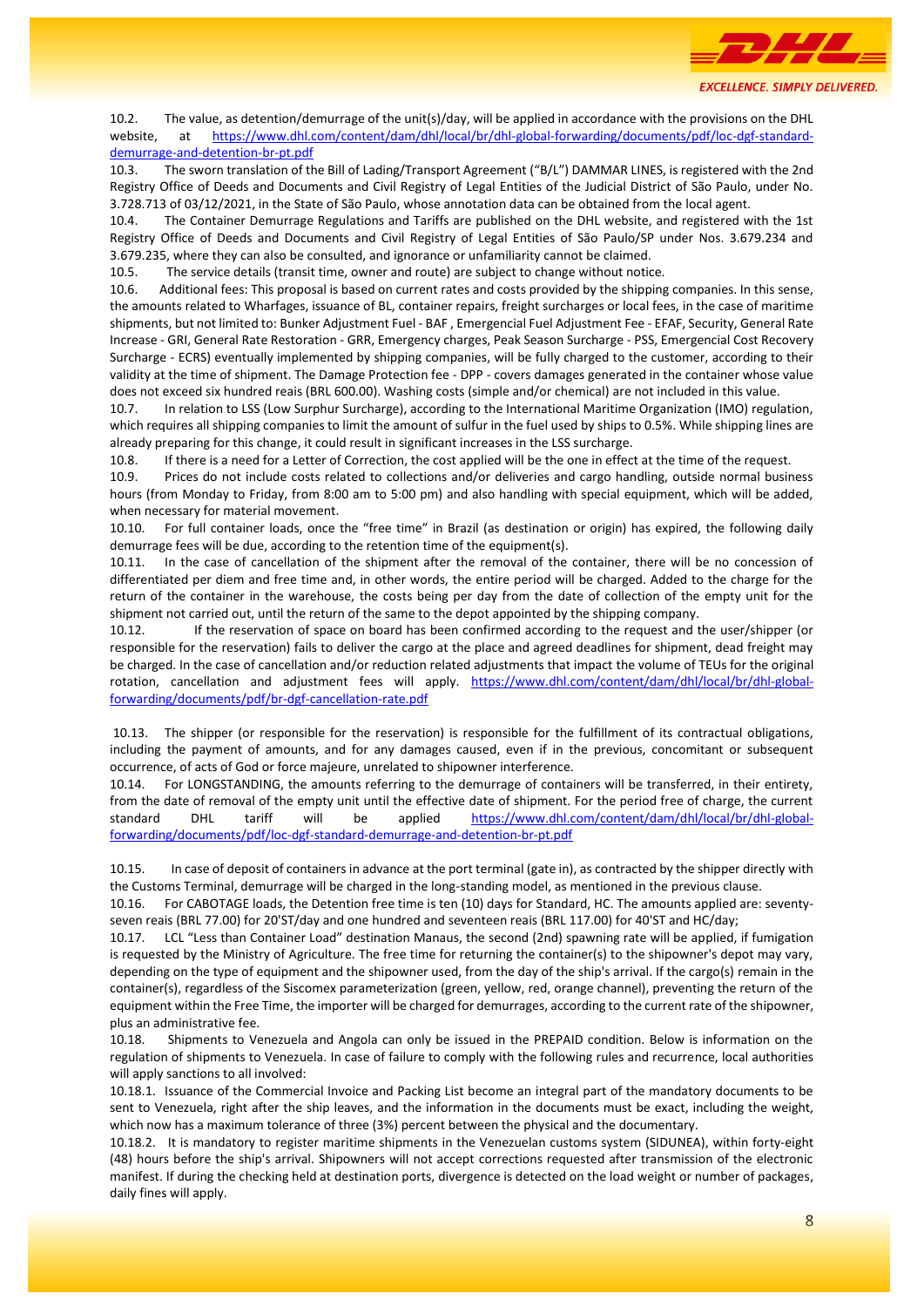10.2. The value, as detention/demurrage of the unit(s)/day, will be applied in accordance with the provisions on the DHL website, at https://www.dhl.com/content/dam/dhl/local/br/dhl-global-forwarding/documents/pdf/loc-dgf-standard-demurrage-and-detention-br-pt.pdf

10.3. The sworn translation of the Bill of Lading/Transport Agreement ("B/L") DAMMAR LINES, is registered with the 2nd Registry Office of Deeds and Documents and Civil Registry of Legal Entities of the Judicial District of São Paulo, under No. 3.728.713 of 03/12/2021, in the State of São Paulo, whose annotation data can be obtained from the local agent.

10.4. The Container Demurrage Regulations and Tariffs are published on the DHL website, and registered with the 1st Registry Office of Deeds and Documents and Civil Registry of Legal Entities of São Paulo/SP under Nos. 3.679.234 and 3.679.235, where they can also be consulted, and ignorance or unfamiliarity cannot be claimed.

10.5. The service details (transit time, owner and route) are subject to change without notice.

10.6. Additional fees: This proposal is based on current rates and costs provided by the shipping companies. In this sense, the amounts related to Wharfages, issuance of BL, container repairs, freight surcharges or local fees, in the case of maritime shipments, but not limited to: Bunker Adjustment Fuel - BAF , Emergencial Fuel Adjustment Fee - EFAF, Security, General Rate Increase - GRI, General Rate Restoration - GRR, Emergency charges, Peak Season Surcharge - PSS, Emergencial Cost Recovery Surcharge - ECRS) eventually implemented by shipping companies, will be fully charged to the customer, according to their validity at the time of shipment. The Damage Protection fee - DPP - covers damages generated in the container whose value does not exceed six hundred reais (BRL 600.00). Washing costs (simple and/or chemical) are not included in this value.

10.7. In relation to LSS (Low Surphur Surcharge), according to the International Maritime Organization (IMO) regulation, which requires all shipping companies to limit the amount of sulfur in the fuel used by ships to 0.5%. While shipping lines are already preparing for this change, it could result in significant increases in the LSS surcharge.

10.8. If there is a need for a Letter of Correction, the cost applied will be the one in effect at the time of the request.

10.9. Prices do not include costs related to collections and/or deliveries and cargo handling, outside normal business hours (from Monday to Friday, from 8:00 am to 5:00 pm) and also handling with special equipment, which will be added, when necessary for material movement.

10.10. For full container loads, once the "free time" in Brazil (as destination or origin) has expired, the following daily demurrage fees will be due, according to the retention time of the equipment(s).

10.11. In the case of cancellation of the shipment after the removal of the container, there will be no concession of differentiated per diem and free time and, in other words, the entire period will be charged. Added to the charge for the return of the container in the warehouse, the costs being per day from the date of collection of the empty unit for the shipment not carried out, until the return of the same to the depot appointed by the shipping company.

10.12. If the reservation of space on board has been confirmed according to the request and the user/shipper (or responsible for the reservation) fails to deliver the cargo at the place and agreed deadlines for shipment, dead freight may be charged. In the case of cancellation and/or reduction related adjustments that impact the volume of TEUs for the original rotation, cancellation and adjustment fees will apply. https://www.dhl.com/content/dam/dhl/local/br/dhl-global-forwarding/documents/pdf/br-dgf-cancellation-rate.pdf

10.13. The shipper (or responsible for the reservation) is responsible for the fulfillment of its contractual obligations, including the payment of amounts, and for any damages caused, even if in the previous, concomitant or subsequent occurrence, of acts of God or force majeure, unrelated to shipowner interference.

10.14. For LONGSTANDING, the amounts referring to the demurrage of containers will be transferred, in their entirety, from the date of removal of the empty unit until the effective date of shipment. For the period free of charge, the current standard DHL tariff will be applied https://www.dhl.com/content/dam/dhl/local/br/dhl-global-forwarding/documents/pdf/loc-dgf-standard-demurrage-and-detention-br-pt.pdf

10.15. In case of deposit of containers in advance at the port terminal (gate in), as contracted by the shipper directly with the Customs Terminal, demurrage will be charged in the long-standing model, as mentioned in the previous clause.

10.16. For CABOTAGE loads, the Detention free time is ten (10) days for Standard, HC. The amounts applied are: seventy-seven reais (BRL 77.00) for 20'ST/day and one hundred and seventeen reais (BRL 117.00) for 40'ST and HC/day;

10.17. LCL "Less than Container Load" destination Manaus, the second (2nd) spawning rate will be applied, if fumigation is requested by the Ministry of Agriculture. The free time for returning the container(s) to the shipowner's depot may vary, depending on the type of equipment and the shipowner used, from the day of the ship's arrival. If the cargo(s) remain in the container(s), regardless of the Siscomex parameterization (green, yellow, red, orange channel), preventing the return of the equipment within the Free Time, the importer will be charged for demurrages, according to the current rate of the shipowner, plus an administrative fee.

10.18. Shipments to Venezuela and Angola can only be issued in the PREPAID condition. Below is information on the regulation of shipments to Venezuela. In case of failure to comply with the following rules and recurrence, local authorities will apply sanctions to all involved:

10.18.1. Issuance of the Commercial Invoice and Packing List become an integral part of the mandatory documents to be sent to Venezuela, right after the ship leaves, and the information in the documents must be exact, including the weight, which now has a maximum tolerance of three (3%) percent between the physical and the documentary.

10.18.2. It is mandatory to register maritime shipments in the Venezuelan customs system (SIDUNEA), within forty-eight (48) hours before the ship's arrival. Shipowners will not accept corrections requested after transmission of the electronic manifest. If during the checking held at destination ports, divergence is detected on the load weight or number of packages, daily fines will apply.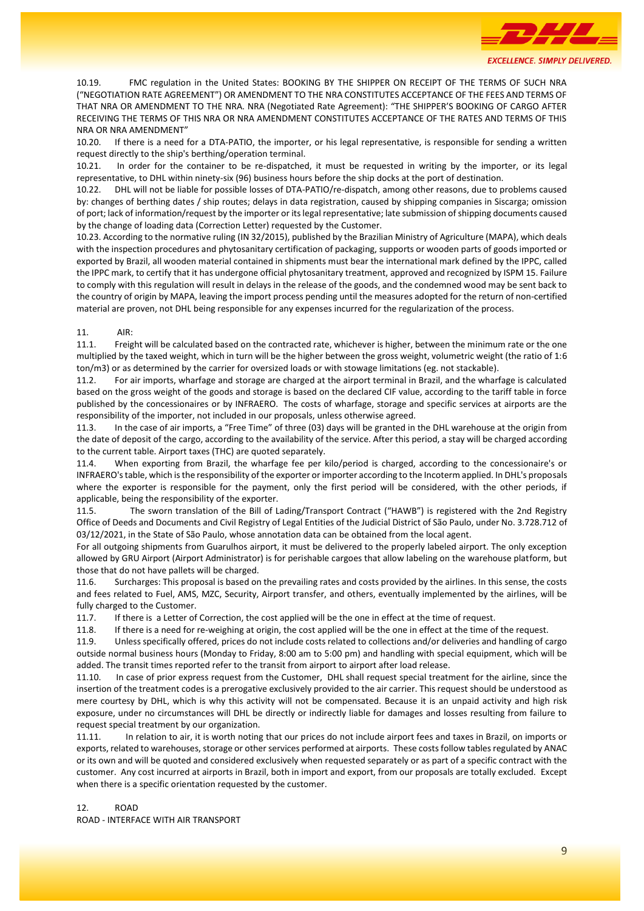10.19. FMC regulation in the United States: BOOKING BY THE SHIPPER ON RECEIPT OF THE TERMS OF SUCH NRA ("NEGOTIATION RATE AGREEMENT") OR AMENDMENT TO THE NRA CONSTITUTES ACCEPTANCE OF THE FEES AND TERMS OF THAT NRA OR AMENDMENT TO THE NRA. NRA (Negotiated Rate Agreement): "THE SHIPPER'S BOOKING OF CARGO AFTER RECEIVING THE TERMS OF THIS NRA OR NRA AMENDMENT CONSTITUTES ACCEPTANCE OF THE RATES AND TERMS OF THIS NRA OR NRA AMENDMENT"

10.20. If there is a need for a DTA-PATIO, the importer, or his legal representative, is responsible for sending a written request directly to the ship's berthing/operation terminal.

10.21. In order for the container to be re-dispatched, it must be requested in writing by the importer, or its legal representative, to DHL within ninety-six (96) business hours before the ship docks at the port of destination.

10.22. DHL will not be liable for possible losses of DTA-PATIO/re-dispatch, among other reasons, due to problems caused by: changes of berthing dates / ship routes; delays in data registration, caused by shipping companies in Siscarga; omission of port; lack of information/request by the importer or its legal representative; late submission of shipping documents caused by the change of loading data (Correction Letter) requested by the Customer.

10.23. According to the normative ruling (IN 32/2015), published by the Brazilian Ministry of Agriculture (MAPA), which deals with the inspection procedures and phytosanitary certification of packaging, supports or wooden parts of goods imported or exported by Brazil, all wooden material contained in shipments must bear the international mark defined by the IPPC, called the IPPC mark, to certify that it has undergone official phytosanitary treatment, approved and recognized by ISPM 15. Failure to comply with this regulation will result in delays in the release of the goods, and the condemned wood may be sent back to the country of origin by MAPA, leaving the import process pending until the measures adopted for the return of non-certified material are proven, not DHL being responsible for any expenses incurred for the regularization of the process.

11. AIR:

11.1. Freight will be calculated based on the contracted rate, whichever is higher, between the minimum rate or the one multiplied by the taxed weight, which in turn will be the higher between the gross weight, volumetric weight (the ratio of 1:6 ton/m3) or as determined by the carrier for oversized loads or with stowage limitations (eg. not stackable).

11.2. For air imports, wharfage and storage are charged at the airport terminal in Brazil, and the wharfage is calculated based on the gross weight of the goods and storage is based on the declared CIF value, according to the tariff table in force published by the concessionaires or by INFRAERO. The costs of wharfage, storage and specific services at airports are the responsibility of the importer, not included in our proposals, unless otherwise agreed.

11.3. In the case of air imports, a "Free Time" of three (03) days will be granted in the DHL warehouse at the origin from the date of deposit of the cargo, according to the availability of the service. After this period, a stay will be charged according to the current table. Airport taxes (THC) are quoted separately.

11.4. When exporting from Brazil, the wharfage fee per kilo/period is charged, according to the concessionaire's or INFRAERO's table, which is the responsibility of the exporter or importer according to the Incoterm applied. In DHL's proposals where the exporter is responsible for the payment, only the first period will be considered, with the other periods, if applicable, being the responsibility of the exporter.

11.5. The sworn translation of the Bill of Lading/Transport Contract ("HAWB") is registered with the 2nd Registry Office of Deeds and Documents and Civil Registry of Legal Entities of the Judicial District of São Paulo, under No. 3.728.712 of 03/12/2021, in the State of São Paulo, whose annotation data can be obtained from the local agent.

For all outgoing shipments from Guarulhos airport, it must be delivered to the properly labeled airport. The only exception allowed by GRU Airport (Airport Administrator) is for perishable cargoes that allow labeling on the warehouse platform, but those that do not have pallets will be charged.

11.6. Surcharges: This proposal is based on the prevailing rates and costs provided by the airlines. In this sense, the costs and fees related to Fuel, AMS, MZC, Security, Airport transfer, and others, eventually implemented by the airlines, will be fully charged to the Customer.

11.7. If there is a Letter of Correction, the cost applied will be the one in effect at the time of request.

11.8. If there is a need for re-weighing at origin, the cost applied will be the one in effect at the time of the request.

11.9. Unless specifically offered, prices do not include costs related to collections and/or deliveries and handling of cargo outside normal business hours (Monday to Friday, 8:00 am to 5:00 pm) and handling with special equipment, which will be added. The transit times reported refer to the transit from airport to airport after load release.

11.10. In case of prior express request from the Customer, DHL shall request special treatment for the airline, since the insertion of the treatment codes is a prerogative exclusively provided to the air carrier. This request should be understood as mere courtesy by DHL, which is why this activity will not be compensated. Because it is an unpaid activity and high risk exposure, under no circumstances will DHL be directly or indirectly liable for damages and losses resulting from failure to request special treatment by our organization.

11.11. In relation to air, it is worth noting that our prices do not include airport fees and taxes in Brazil, on imports or exports, related to warehouses, storage or other services performed at airports. These costs follow tables regulated by ANAC or its own and will be quoted and considered exclusively when requested separately or as part of a specific contract with the customer. Any cost incurred at airports in Brazil, both in import and export, from our proposals are totally excluded. Except when there is a specific orientation requested by the customer.

12. ROAD

ROAD - INTERFACE WITH AIR TRANSPORT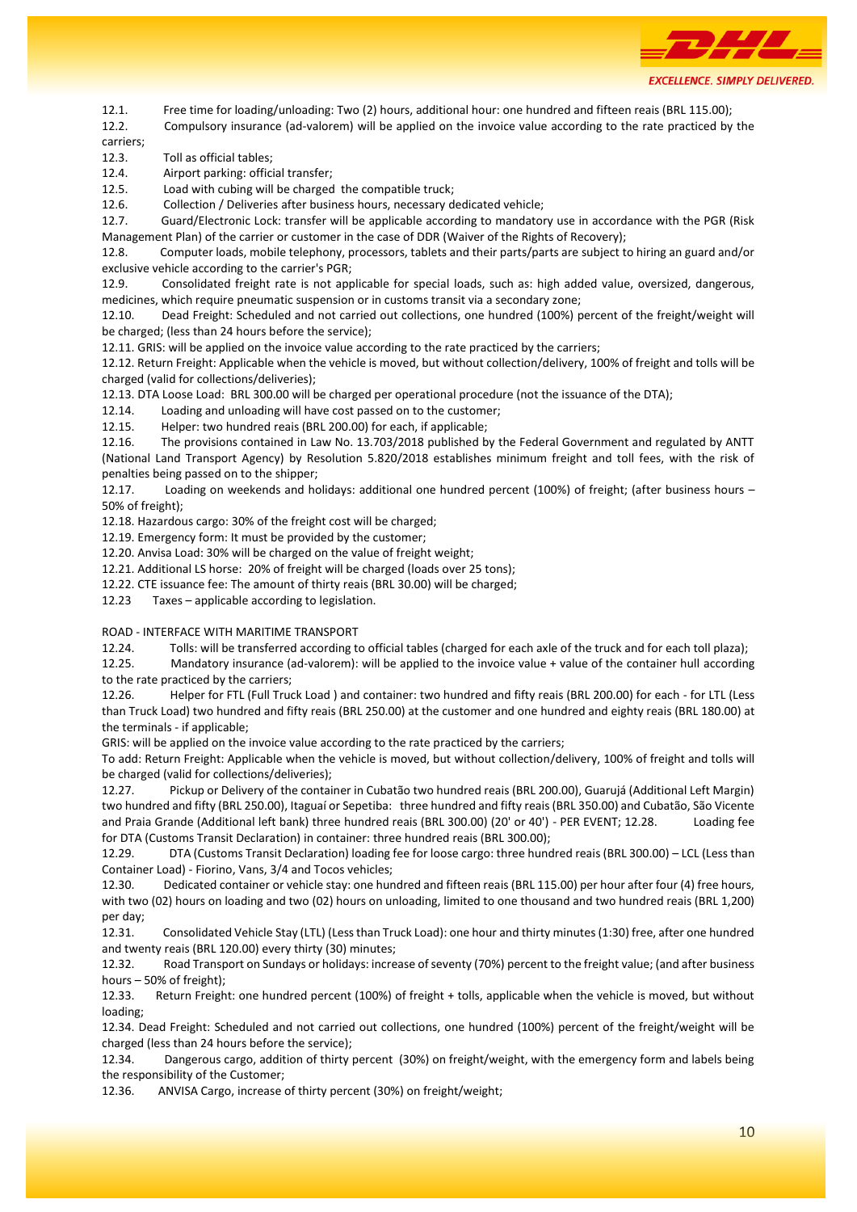12.1. Free time for loading/unloading: Two (2) hours, additional hour: one hundred and fifteen reais (BRL 115.00);

12.2. Compulsory insurance (ad-valorem) will be applied on the invoice value according to the rate practiced by the carriers;

12.3. Toll as official tables;

12.4. Airport parking: official transfer;

12.5. Load with cubing will be charged the compatible truck;

12.6. Collection / Deliveries after business hours, necessary dedicated vehicle;

12.7. Guard/Electronic Lock: transfer will be applicable according to mandatory use in accordance with the PGR (Risk Management Plan) of the carrier or customer in the case of DDR (Waiver of the Rights of Recovery);

12.8. Computer loads, mobile telephony, processors, tablets and their parts/parts are subject to hiring an guard and/or exclusive vehicle according to the carrier's PGR;

12.9. Consolidated freight rate is not applicable for special loads, such as: high added value, oversized, dangerous, medicines, which require pneumatic suspension or in customs transit via a secondary zone;

12.10. Dead Freight: Scheduled and not carried out collections, one hundred (100%) percent of the freight/weight will be charged; (less than 24 hours before the service);

12.11. GRIS: will be applied on the invoice value according to the rate practiced by the carriers;

12.12. Return Freight: Applicable when the vehicle is moved, but without collection/delivery, 100% of freight and tolls will be charged (valid for collections/deliveries);

12.13. DTA Loose Load: BRL 300.00 will be charged per operational procedure (not the issuance of the DTA);

12.14. Loading and unloading will have cost passed on to the customer;

12.15. Helper: two hundred reais (BRL 200.00) for each, if applicable;

12.16. The provisions contained in Law No. 13.703/2018 published by the Federal Government and regulated by ANTT (National Land Transport Agency) by Resolution 5.820/2018 establishes minimum freight and toll fees, with the risk of penalties being passed on to the shipper;

12.17. Loading on weekends and holidays: additional one hundred percent (100%) of freight; (after business hours – 50% of freight);

12.18. Hazardous cargo: 30% of the freight cost will be charged;

12.19. Emergency form: It must be provided by the customer;

12.20. Anvisa Load: 30% will be charged on the value of freight weight;

12.21. Additional LS horse: 20% of freight will be charged (loads over 25 tons);

12.22. CTE issuance fee: The amount of thirty reais (BRL 30.00) will be charged;

12.23 Taxes – applicable according to legislation.

ROAD - INTERFACE WITH MARITIME TRANSPORT

12.24. Tolls: will be transferred according to official tables (charged for each axle of the truck and for each toll plaza);

12.25. Mandatory insurance (ad-valorem): will be applied to the invoice value + value of the container hull according to the rate practiced by the carriers;

12.26. Helper for FTL (Full Truck Load ) and container: two hundred and fifty reais (BRL 200.00) for each - for LTL (Less than Truck Load) two hundred and fifty reais (BRL 250.00) at the customer and one hundred and eighty reais (BRL 180.00) at the terminals - if applicable;

GRIS: will be applied on the invoice value according to the rate practiced by the carriers;

To add: Return Freight: Applicable when the vehicle is moved, but without collection/delivery, 100% of freight and tolls will be charged (valid for collections/deliveries);

12.27. Pickup or Delivery of the container in Cubatão two hundred reais (BRL 200.00), Guarujá (Additional Left Margin) two hundred and fifty (BRL 250.00), Itaguaí or Sepetiba: three hundred and fifty reais (BRL 350.00) and Cubatão, São Vicente and Praia Grande (Additional left bank) three hundred reais (BRL 300.00) (20' or 40') - PER EVENT; 12.28. Loading fee for DTA (Customs Transit Declaration) in container: three hundred reais (BRL 300.00);

12.29. DTA (Customs Transit Declaration) loading fee for loose cargo: three hundred reais (BRL 300.00) – LCL (Less than Container Load) - Fiorino, Vans, 3/4 and Tocos vehicles;

12.30. Dedicated container or vehicle stay: one hundred and fifteen reais (BRL 115.00) per hour after four (4) free hours, with two (02) hours on loading and two (02) hours on unloading, limited to one thousand and two hundred reais (BRL 1,200) per day;

12.31. Consolidated Vehicle Stay (LTL) (Less than Truck Load): one hour and thirty minutes (1:30) free, after one hundred and twenty reais (BRL 120.00) every thirty (30) minutes;

12.32. Road Transport on Sundays or holidays: increase of seventy (70%) percent to the freight value; (and after business hours – 50% of freight);

12.33. Return Freight: one hundred percent (100%) of freight + tolls, applicable when the vehicle is moved, but without loading;

12.34. Dead Freight: Scheduled and not carried out collections, one hundred (100%) percent of the freight/weight will be charged (less than 24 hours before the service);

12.34. Dangerous cargo, addition of thirty percent (30%) on freight/weight, with the emergency form and labels being the responsibility of the Customer;

12.36. ANVISA Cargo, increase of thirty percent (30%) on freight/weight;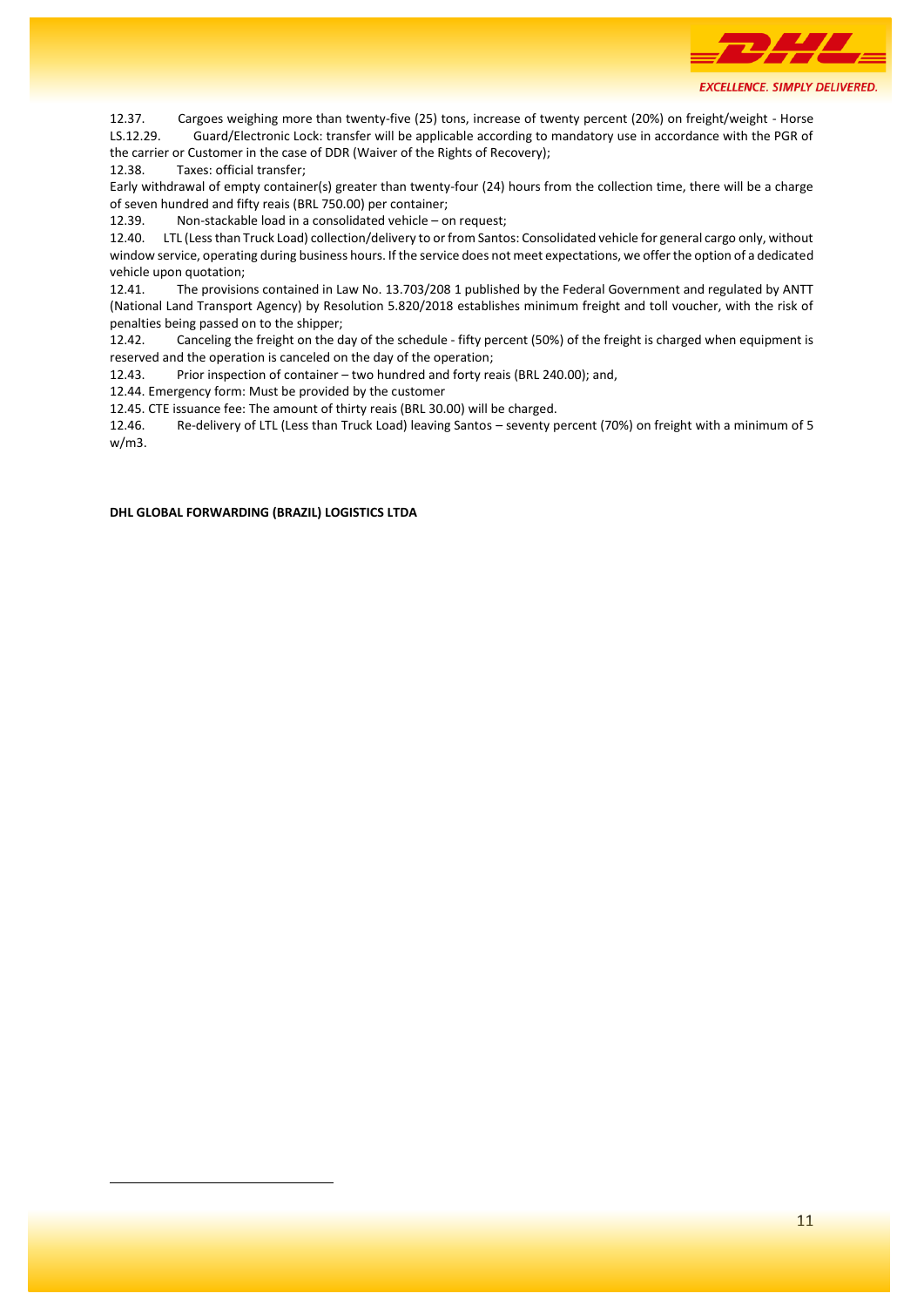12.37. Cargoes weighing more than twenty-five (25) tons, increase of twenty percent (20%) on freight/weight - Horse
LS.12.29. Guard/Electronic Lock: transfer will be applicable according to mandatory use in accordance with the PGR of the carrier or Customer in the case of DDR (Waiver of the Rights of Recovery);

12.38. Taxes: official transfer;

Early withdrawal of empty container(s) greater than twenty-four (24) hours from the collection time, there will be a charge of seven hundred and fifty reais (BRL 750.00) per container;

12.39. Non-stackable load in a consolidated vehicle – on request;

12.40. LTL (Less than Truck Load) collection/delivery to or from Santos: Consolidated vehicle for general cargo only, without window service, operating during business hours. If the service does not meet expectations, we offer the option of a dedicated vehicle upon quotation;

12.41. The provisions contained in Law No. 13.703/208 1 published by the Federal Government and regulated by ANTT (National Land Transport Agency) by Resolution 5.820/2018 establishes minimum freight and toll voucher, with the risk of penalties being passed on to the shipper;

12.42. Canceling the freight on the day of the schedule - fifty percent (50%) of the freight is charged when equipment is reserved and the operation is canceled on the day of the operation;

12.43. Prior inspection of container – two hundred and forty reais (BRL 240.00); and,

12.44. Emergency form: Must be provided by the customer

12.45. CTE issuance fee: The amount of thirty reais (BRL 30.00) will be charged.

12.46. Re-delivery of LTL (Less than Truck Load) leaving Santos – seventy percent (70%) on freight with a minimum of 5 w/m3.

**DHL GLOBAL FORWARDING (BRAZIL) LOGISTICS LTDA**